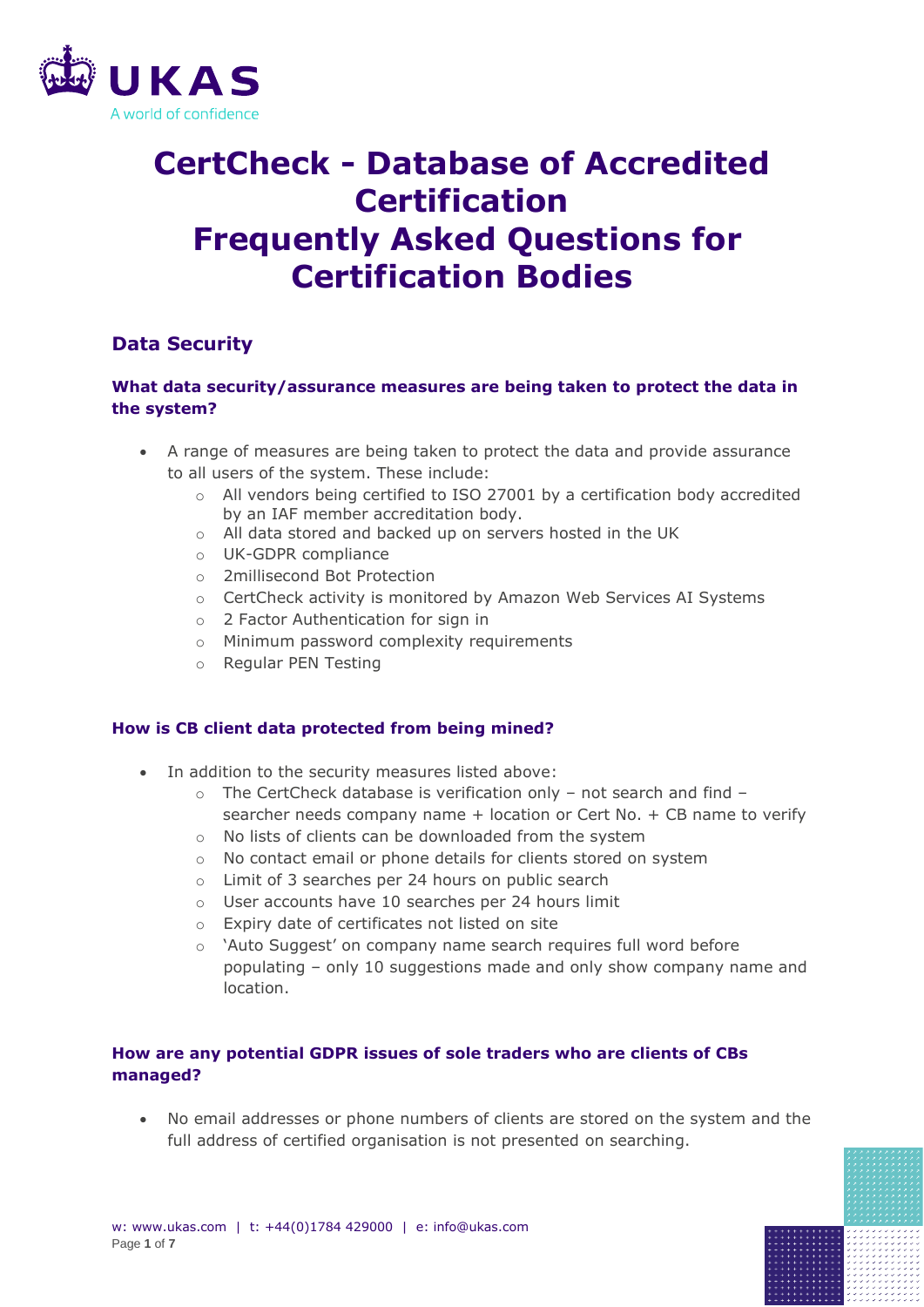# CertCheck - Database of Accredited Certification Frequently Asked Questions for Certification Bodies

## Data Security

### What data security/assurance measures are being taken to protect the data in the system?

- A range of measures are being taken to protect the data and provide assurance to all users of the system. These include:
  - All vendors being certified to ISO 27001 by a certification body accredited by an IAF member accreditation body.
  - All data stored and backed up on servers hosted in the UK
  - UK-GDPR compliance
  - 2millisecond Bot Protection
  - CertCheck activity is monitored by Amazon Web Services AI Systems
  - 2 Factor Authentication for sign in
  - Minimum password complexity requirements
  - Regular PEN Testing

### How is CB client data protected from being mined?

- In addition to the security measures listed above:
  - The CertCheck database is verification only – not search and find – searcher needs company name + location or Cert No. + CB name to verify
  - No lists of clients can be downloaded from the system
  - No contact email or phone details for clients stored on system
  - Limit of 3 searches per 24 hours on public search
  - User accounts have 10 searches per 24 hours limit
  - Expiry date of certificates not listed on site
  - 'Auto Suggest' on company name search requires full word before populating – only 10 suggestions made and only show company name and location.

### How are any potential GDPR issues of sole traders who are clients of CBs managed?

- No email addresses or phone numbers of clients are stored on the system and the full address of certified organisation is not presented on searching.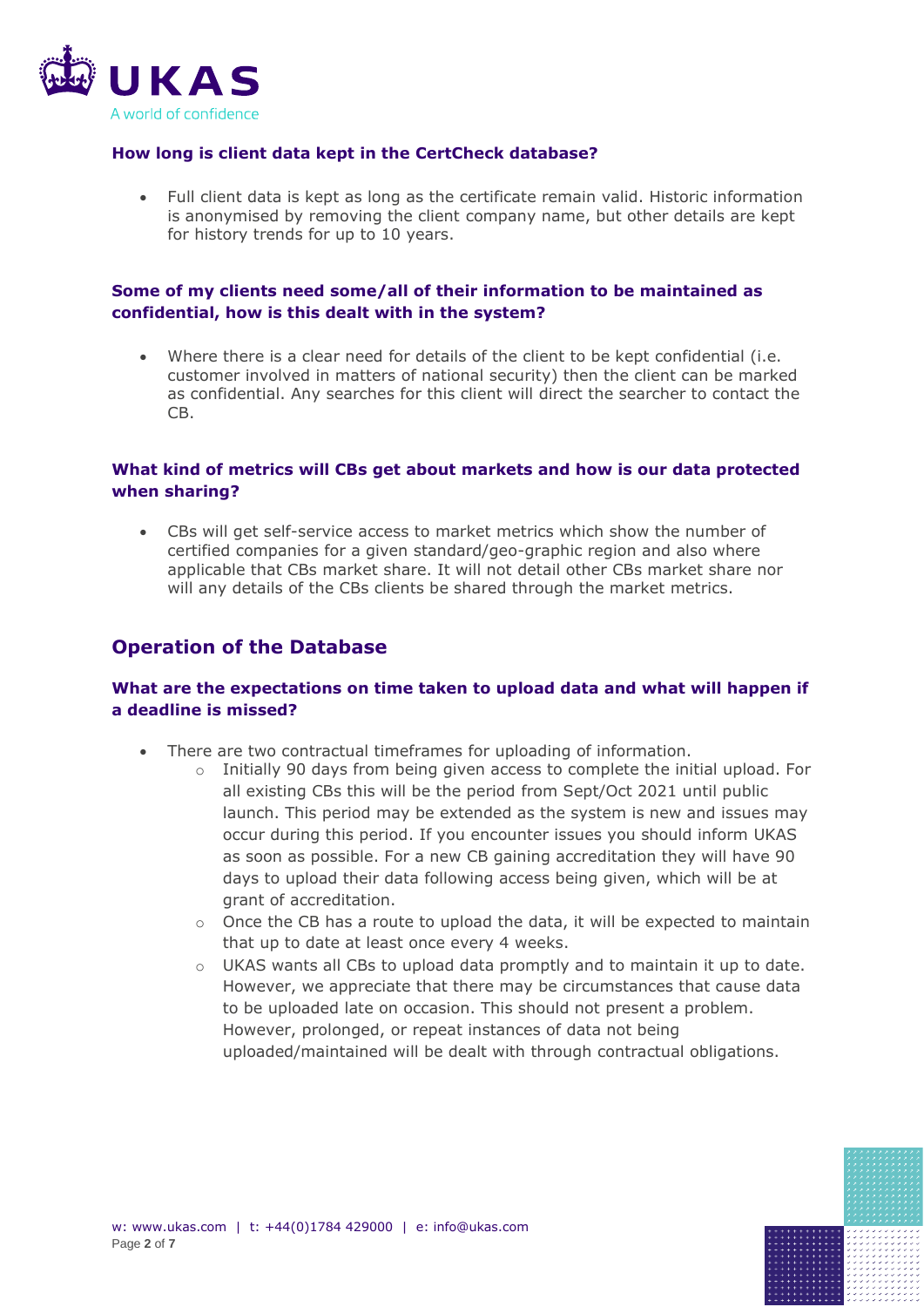### How long is client data kept in the CertCheck database?

- Full client data is kept as long as the certificate remain valid. Historic information is anonymised by removing the client company name, but other details are kept for history trends for up to 10 years.

### Some of my clients need some/all of their information to be maintained as confidential, how is this dealt with in the system?

- Where there is a clear need for details of the client to be kept confidential (i.e. customer involved in matters of national security) then the client can be marked as confidential. Any searches for this client will direct the searcher to contact the CB.

### What kind of metrics will CBs get about markets and how is our data protected when sharing?

- CBs will get self-service access to market metrics which show the number of certified companies for a given standard/geo-graphic region and also where applicable that CBs market share. It will not detail other CBs market share nor will any details of the CBs clients be shared through the market metrics.

## Operation of the Database

### What are the expectations on time taken to upload data and what will happen if a deadline is missed?

- There are two contractual timeframes for uploading of information.
  - Initially 90 days from being given access to complete the initial upload. For all existing CBs this will be the period from Sept/Oct 2021 until public launch. This period may be extended as the system is new and issues may occur during this period. If you encounter issues you should inform UKAS as soon as possible. For a new CB gaining accreditation they will have 90 days to upload their data following access being given, which will be at grant of accreditation.
  - Once the CB has a route to upload the data, it will be expected to maintain that up to date at least once every 4 weeks.
  - UKAS wants all CBs to upload data promptly and to maintain it up to date. However, we appreciate that there may be circumstances that cause data to be uploaded late on occasion. This should not present a problem. However, prolonged, or repeat instances of data not being uploaded/maintained will be dealt with through contractual obligations.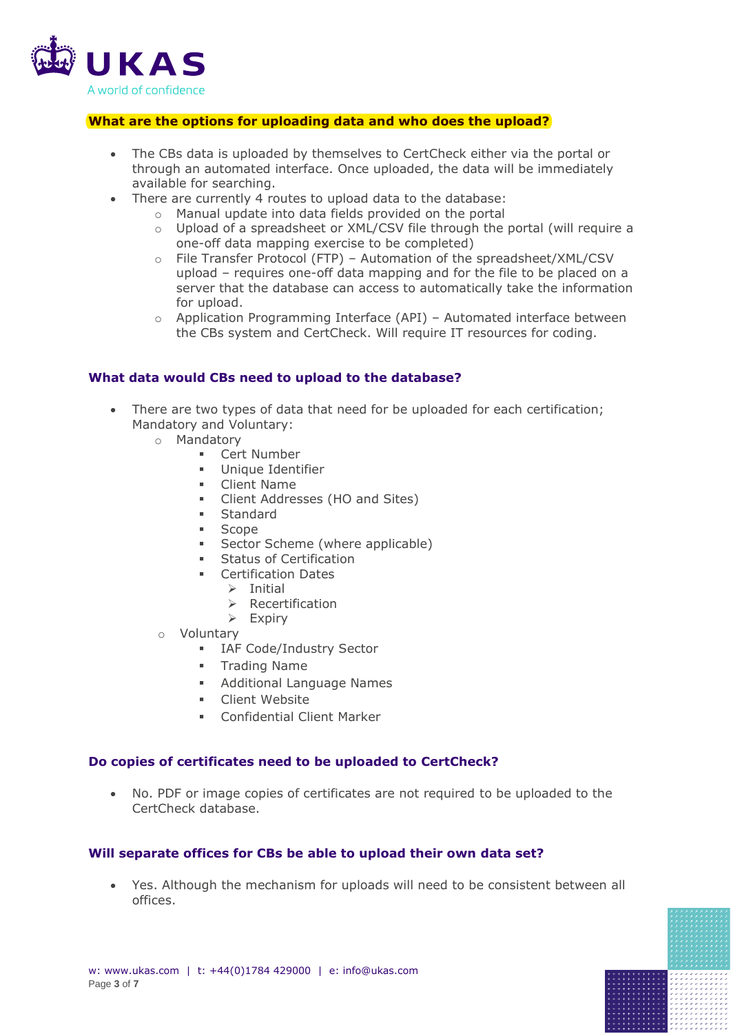## What are the options for uploading data and who does the upload?

- The CBs data is uploaded by themselves to CertCheck either via the portal or through an automated interface. Once uploaded, the data will be immediately available for searching.
- There are currently 4 routes to upload data to the database:
  - Manual update into data fields provided on the portal
  - Upload of a spreadsheet or XML/CSV file through the portal (will require a one-off data mapping exercise to be completed)
  - File Transfer Protocol (FTP) – Automation of the spreadsheet/XML/CSV upload – requires one-off data mapping and for the file to be placed on a server that the database can access to automatically take the information for upload.
  - Application Programming Interface (API) – Automated interface between the CBs system and CertCheck. Will require IT resources for coding.

## What data would CBs need to upload to the database?

- There are two types of data that need for be uploaded for each certification; Mandatory and Voluntary:
  - Mandatory
    - Cert Number
    - Unique Identifier
    - Client Name
    - Client Addresses (HO and Sites)
    - Standard
    - Scope
    - Sector Scheme (where applicable)
    - Status of Certification
    - Certification Dates
      - Initial
      - Recertification
      - Expiry
  - Voluntary
    - IAF Code/Industry Sector
    - Trading Name
    - Additional Language Names
    - Client Website
    - Confidential Client Marker

## Do copies of certificates need to be uploaded to CertCheck?

- No. PDF or image copies of certificates are not required to be uploaded to the CertCheck database.

## Will separate offices for CBs be able to upload their own data set?

- Yes. Although the mechanism for uploads will need to be consistent between all offices.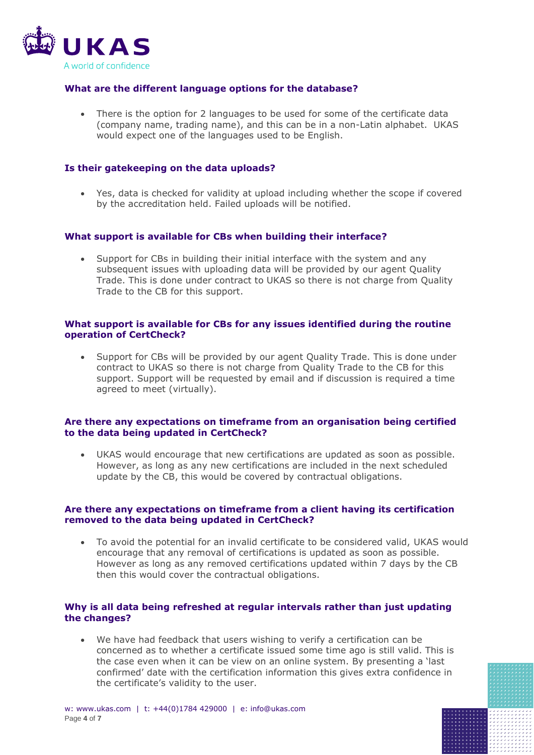### What are the different language options for the database?

- There is the option for 2 languages to be used for some of the certificate data (company name, trading name), and this can be in a non-Latin alphabet. UKAS would expect one of the languages used to be English.

### Is their gatekeeping on the data uploads?

- Yes, data is checked for validity at upload including whether the scope if covered by the accreditation held. Failed uploads will be notified.

### What support is available for CBs when building their interface?

- Support for CBs in building their initial interface with the system and any subsequent issues with uploading data will be provided by our agent Quality Trade. This is done under contract to UKAS so there is not charge from Quality Trade to the CB for this support.

### What support is available for CBs for any issues identified during the routine operation of CertCheck?

- Support for CBs will be provided by our agent Quality Trade. This is done under contract to UKAS so there is not charge from Quality Trade to the CB for this support. Support will be requested by email and if discussion is required a time agreed to meet (virtually).

### Are there any expectations on timeframe from an organisation being certified to the data being updated in CertCheck?

- UKAS would encourage that new certifications are updated as soon as possible. However, as long as any new certifications are included in the next scheduled update by the CB, this would be covered by contractual obligations.

### Are there any expectations on timeframe from a client having its certification removed to the data being updated in CertCheck?

- To avoid the potential for an invalid certificate to be considered valid, UKAS would encourage that any removal of certifications is updated as soon as possible. However as long as any removed certifications updated within 7 days by the CB then this would cover the contractual obligations.

### Why is all data being refreshed at regular intervals rather than just updating the changes?

- We have had feedback that users wishing to verify a certification can be concerned as to whether a certificate issued some time ago is still valid. This is the case even when it can be view on an online system. By presenting a 'last confirmed' date with the certification information this gives extra confidence in the certificate's validity to the user.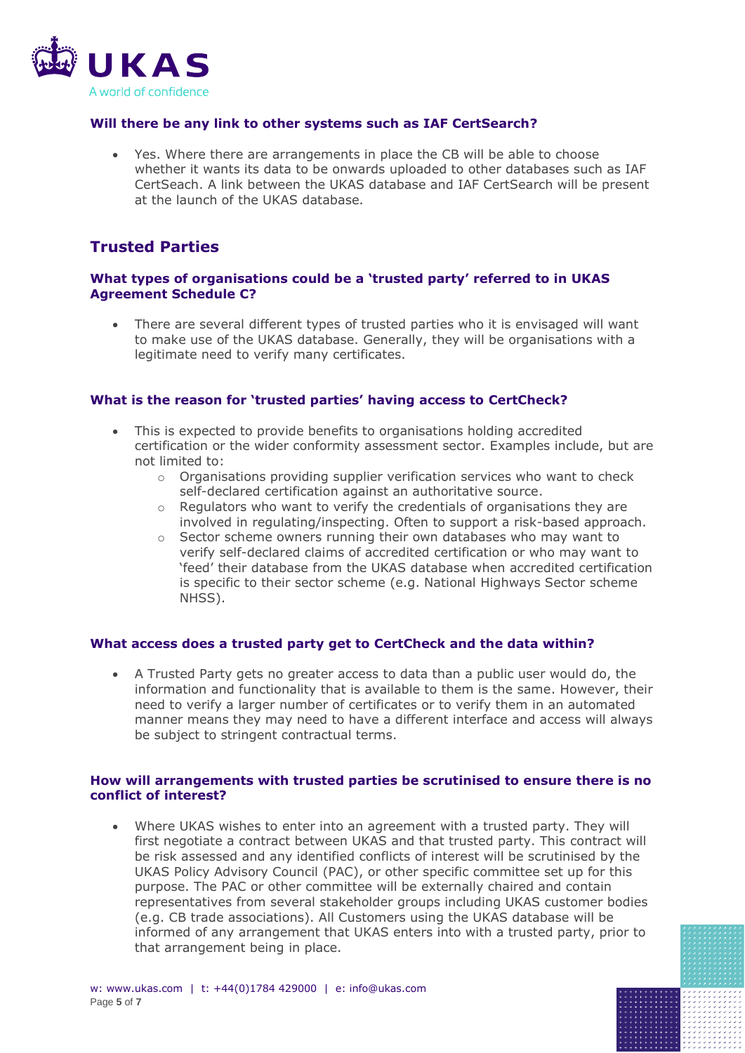### Will there be any link to other systems such as IAF CertSearch?

- Yes. Where there are arrangements in place the CB will be able to choose whether it wants its data to be onwards uploaded to other databases such as IAF CertSeach. A link between the UKAS database and IAF CertSearch will be present at the launch of the UKAS database.

## Trusted Parties

### What types of organisations could be a 'trusted party' referred to in UKAS Agreement Schedule C?

- There are several different types of trusted parties who it is envisaged will want to make use of the UKAS database. Generally, they will be organisations with a legitimate need to verify many certificates.

### What is the reason for 'trusted parties' having access to CertCheck?

- This is expected to provide benefits to organisations holding accredited certification or the wider conformity assessment sector. Examples include, but are not limited to:
  - Organisations providing supplier verification services who want to check self-declared certification against an authoritative source.
  - Regulators who want to verify the credentials of organisations they are involved in regulating/inspecting. Often to support a risk-based approach.
  - Sector scheme owners running their own databases who may want to verify self-declared claims of accredited certification or who may want to 'feed' their database from the UKAS database when accredited certification is specific to their sector scheme (e.g. National Highways Sector scheme NHSS).

### What access does a trusted party get to CertCheck and the data within?

- A Trusted Party gets no greater access to data than a public user would do, the information and functionality that is available to them is the same. However, their need to verify a larger number of certificates or to verify them in an automated manner means they may need to have a different interface and access will always be subject to stringent contractual terms.

### How will arrangements with trusted parties be scrutinised to ensure there is no conflict of interest?

- Where UKAS wishes to enter into an agreement with a trusted party. They will first negotiate a contract between UKAS and that trusted party. This contract will be risk assessed and any identified conflicts of interest will be scrutinised by the UKAS Policy Advisory Council (PAC), or other specific committee set up for this purpose. The PAC or other committee will be externally chaired and contain representatives from several stakeholder groups including UKAS customer bodies (e.g. CB trade associations). All Customers using the UKAS database will be informed of any arrangement that UKAS enters into with a trusted party, prior to that arrangement being in place.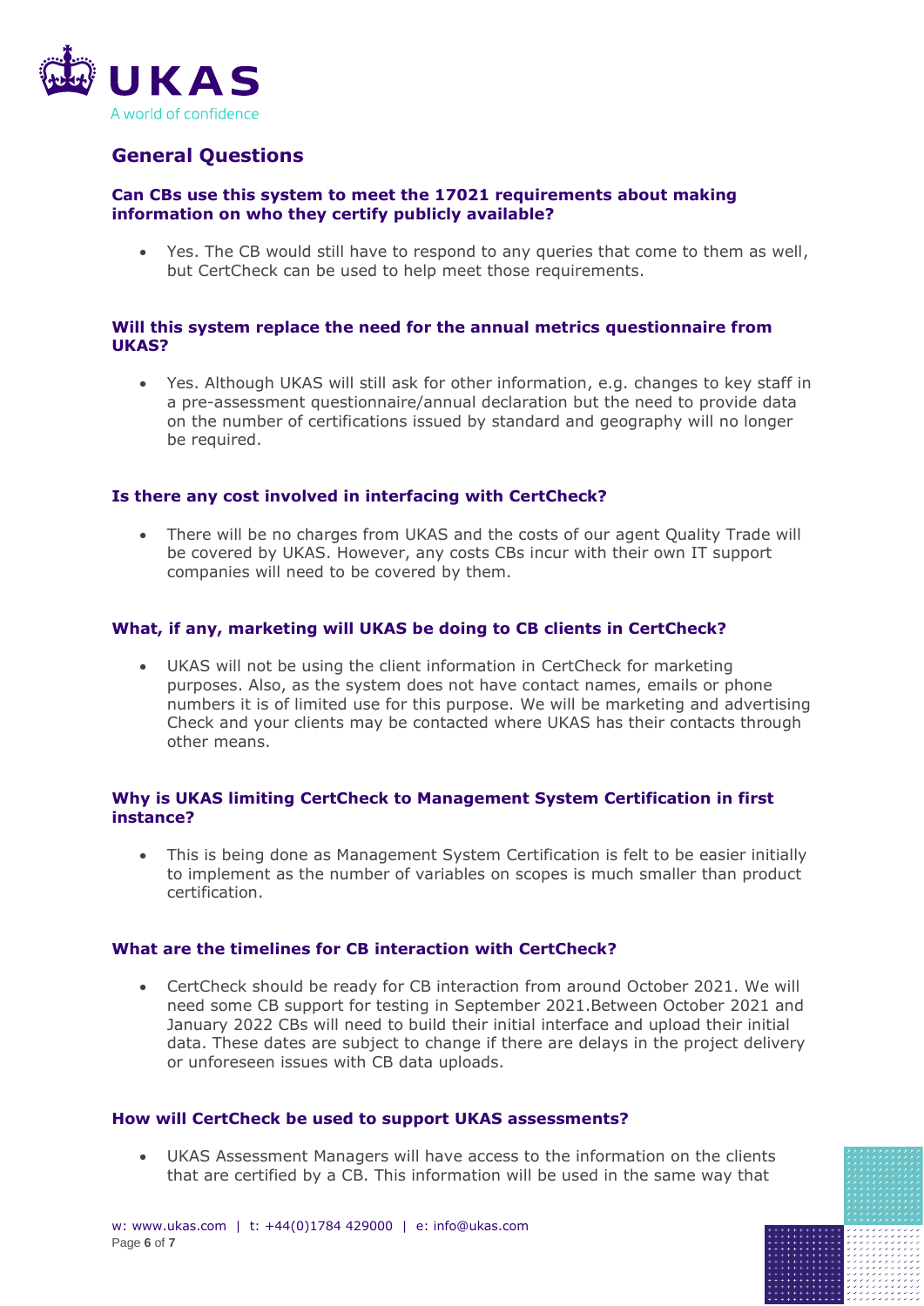## General Questions

**Can CBs use this system to meet the 17021 requirements about making information on who they certify publicly available?**

- Yes. The CB would still have to respond to any queries that come to them as well, but CertCheck can be used to help meet those requirements.

**Will this system replace the need for the annual metrics questionnaire from UKAS?**

- Yes. Although UKAS will still ask for other information, e.g. changes to key staff in a pre-assessment questionnaire/annual declaration but the need to provide data on the number of certifications issued by standard and geography will no longer be required.

**Is there any cost involved in interfacing with CertCheck?**

- There will be no charges from UKAS and the costs of our agent Quality Trade will be covered by UKAS. However, any costs CBs incur with their own IT support companies will need to be covered by them.

**What, if any, marketing will UKAS be doing to CB clients in CertCheck?**

- UKAS will not be using the client information in CertCheck for marketing purposes. Also, as the system does not have contact names, emails or phone numbers it is of limited use for this purpose. We will be marketing and advertising Check and your clients may be contacted where UKAS has their contacts through other means.

**Why is UKAS limiting CertCheck to Management System Certification in first instance?**

- This is being done as Management System Certification is felt to be easier initially to implement as the number of variables on scopes is much smaller than product certification.

**What are the timelines for CB interaction with CertCheck?**

- CertCheck should be ready for CB interaction from around October 2021. We will need some CB support for testing in September 2021.Between October 2021 and January 2022 CBs will need to build their initial interface and upload their initial data. These dates are subject to change if there are delays in the project delivery or unforeseen issues with CB data uploads.

**How will CertCheck be used to support UKAS assessments?**

- UKAS Assessment Managers will have access to the information on the clients that are certified by a CB. This information will be used in the same way that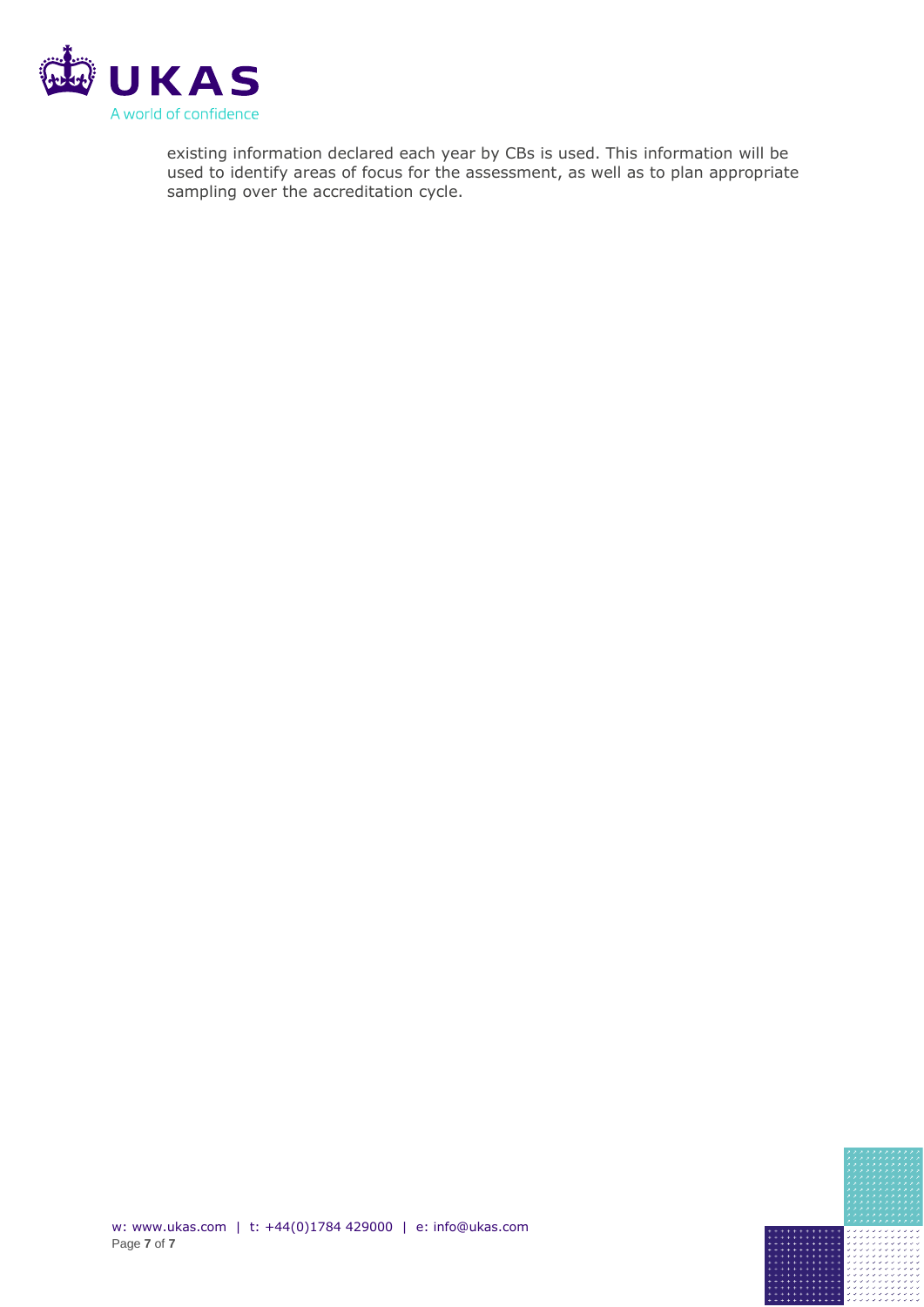existing information declared each year by CBs is used. This information will be used to identify areas of focus for the assessment, as well as to plan appropriate sampling over the accreditation cycle.